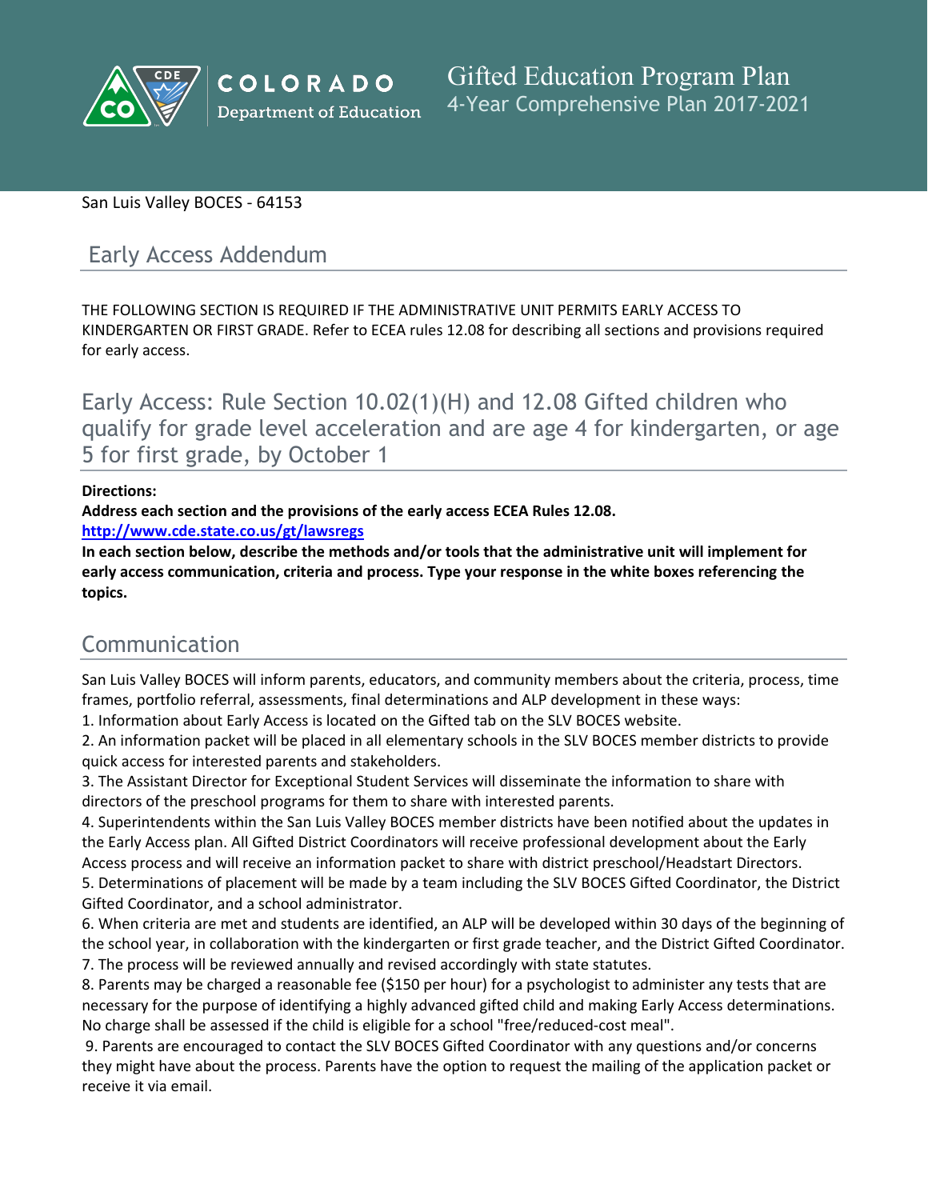COLORADO Department of Education

# Gifted Education Program Plan
4-Year Comprehensive Plan 2017-2021

San Luis Valley BOCES - 64153

## Early Access Addendum

THE FOLLOWING SECTION IS REQUIRED IF THE ADMINISTRATIVE UNIT PERMITS EARLY ACCESS TO KINDERGARTEN OR FIRST GRADE. Refer to ECEA rules 12.08 for describing all sections and provisions required for early access.

## Early Access: Rule Section 10.02(1)(H) and 12.08 Gifted children who qualify for grade level acceleration and are age 4 for kindergarten, or age 5 for first grade, by October 1

**Directions:**
**Address each section and the provisions of the early access ECEA Rules 12.08.**
**http://www.cde.state.co.us/gt/lawsregs**
**In each section below, describe the methods and/or tools that the administrative unit will implement for early access communication, criteria and process. Type your response in the white boxes referencing the topics.**

## Communication

San Luis Valley BOCES will inform parents, educators, and community members about the criteria, process, time frames, portfolio referral, assessments, final determinations and ALP development in these ways:

1. Information about Early Access is located on the Gifted tab on the SLV BOCES website.
2. An information packet will be placed in all elementary schools in the SLV BOCES member districts to provide quick access for interested parents and stakeholders.
3. The Assistant Director for Exceptional Student Services will disseminate the information to share with directors of the preschool programs for them to share with interested parents.
4. Superintendents within the San Luis Valley BOCES member districts have been notified about the updates in the Early Access plan. All Gifted District Coordinators will receive professional development about the Early Access process and will receive an information packet to share with district preschool/Headstart Directors.
5. Determinations of placement will be made by a team including the SLV BOCES Gifted Coordinator, the District Gifted Coordinator, and a school administrator.
6. When criteria are met and students are identified, an ALP will be developed within 30 days of the beginning of the school year, in collaboration with the kindergarten or first grade teacher, and the District Gifted Coordinator.
7. The process will be reviewed annually and revised accordingly with state statutes.
8. Parents may be charged a reasonable fee ($150 per hour) for a psychologist to administer any tests that are necessary for the purpose of identifying a highly advanced gifted child and making Early Access determinations. No charge shall be assessed if the child is eligible for a school "free/reduced-cost meal".
9. Parents are encouraged to contact the SLV BOCES Gifted Coordinator with any questions and/or concerns they might have about the process. Parents have the option to request the mailing of the application packet or receive it via email.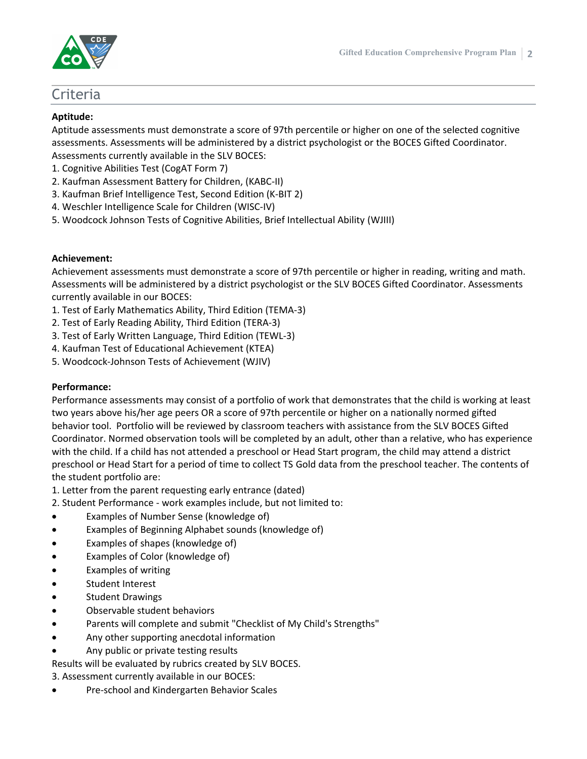## Criteria

**Aptitude:**
Aptitude assessments must demonstrate a score of 97th percentile or higher on one of the selected cognitive assessments. Assessments will be administered by a district psychologist or the BOCES Gifted Coordinator. Assessments currently available in the SLV BOCES:
1. Cognitive Abilities Test (CogAT Form 7)
2. Kaufman Assessment Battery for Children, (KABC-II)
3. Kaufman Brief Intelligence Test, Second Edition (K-BIT 2)
4. Weschler Intelligence Scale for Children (WISC-IV)
5. Woodcock Johnson Tests of Cognitive Abilities, Brief Intellectual Ability (WJIII)

**Achievement:**
Achievement assessments must demonstrate a score of 97th percentile or higher in reading, writing and math. Assessments will be administered by a district psychologist or the SLV BOCES Gifted Coordinator. Assessments currently available in our BOCES:
1. Test of Early Mathematics Ability, Third Edition (TEMA-3)
2. Test of Early Reading Ability, Third Edition (TERA-3)
3. Test of Early Written Language, Third Edition (TEWL-3)
4. Kaufman Test of Educational Achievement (KTEA)
5. Woodcock-Johnson Tests of Achievement (WJIV)

**Performance:**
Performance assessments may consist of a portfolio of work that demonstrates that the child is working at least two years above his/her age peers OR a score of 97th percentile or higher on a nationally normed gifted behavior tool. Portfolio will be reviewed by classroom teachers with assistance from the SLV BOCES Gifted Coordinator. Normed observation tools will be completed by an adult, other than a relative, who has experience with the child. If a child has not attended a preschool or Head Start program, the child may attend a district preschool or Head Start for a period of time to collect TS Gold data from the preschool teacher. The contents of the student portfolio are:
1. Letter from the parent requesting early entrance (dated)
2. Student Performance - work examples include, but not limited to:
- Examples of Number Sense (knowledge of)
- Examples of Beginning Alphabet sounds (knowledge of)
- Examples of shapes (knowledge of)
- Examples of Color (knowledge of)
- Examples of writing
- Student Interest
- Student Drawings
- Observable student behaviors
- Parents will complete and submit "Checklist of My Child's Strengths"
- Any other supporting anecdotal information
- Any public or private testing results

Results will be evaluated by rubrics created by SLV BOCES.
3. Assessment currently available in our BOCES:
- Pre-school and Kindergarten Behavior Scales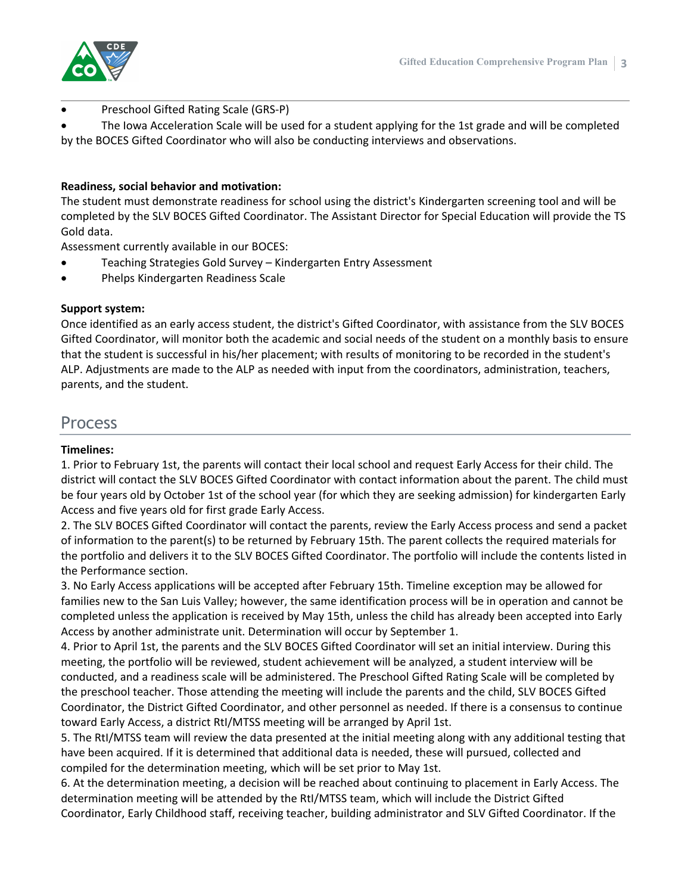- Preschool Gifted Rating Scale (GRS-P)
- The Iowa Acceleration Scale will be used for a student applying for the 1st grade and will be completed by the BOCES Gifted Coordinator who will also be conducting interviews and observations.

**Readiness, social behavior and motivation:**
The student must demonstrate readiness for school using the district's Kindergarten screening tool and will be completed by the SLV BOCES Gifted Coordinator. The Assistant Director for Special Education will provide the TS Gold data.
Assessment currently available in our BOCES:

- Teaching Strategies Gold Survey – Kindergarten Entry Assessment
- Phelps Kindergarten Readiness Scale

**Support system:**
Once identified as an early access student, the district's Gifted Coordinator, with assistance from the SLV BOCES Gifted Coordinator, will monitor both the academic and social needs of the student on a monthly basis to ensure that the student is successful in his/her placement; with results of monitoring to be recorded in the student's ALP. Adjustments are made to the ALP as needed with input from the coordinators, administration, teachers, parents, and the student.

## Process

**Timelines:**
1. Prior to February 1st, the parents will contact their local school and request Early Access for their child. The district will contact the SLV BOCES Gifted Coordinator with contact information about the parent. The child must be four years old by October 1st of the school year (for which they are seeking admission) for kindergarten Early Access and five years old for first grade Early Access.
2. The SLV BOCES Gifted Coordinator will contact the parents, review the Early Access process and send a packet of information to the parent(s) to be returned by February 15th. The parent collects the required materials for the portfolio and delivers it to the SLV BOCES Gifted Coordinator. The portfolio will include the contents listed in the Performance section.
3. No Early Access applications will be accepted after February 15th. Timeline exception may be allowed for families new to the San Luis Valley; however, the same identification process will be in operation and cannot be completed unless the application is received by May 15th, unless the child has already been accepted into Early Access by another administrate unit. Determination will occur by September 1.
4. Prior to April 1st, the parents and the SLV BOCES Gifted Coordinator will set an initial interview. During this meeting, the portfolio will be reviewed, student achievement will be analyzed, a student interview will be conducted, and a readiness scale will be administered. The Preschool Gifted Rating Scale will be completed by the preschool teacher. Those attending the meeting will include the parents and the child, SLV BOCES Gifted Coordinator, the District Gifted Coordinator, and other personnel as needed. If there is a consensus to continue toward Early Access, a district RtI/MTSS meeting will be arranged by April 1st.
5. The RtI/MTSS team will review the data presented at the initial meeting along with any additional testing that have been acquired. If it is determined that additional data is needed, these will pursued, collected and compiled for the determination meeting, which will be set prior to May 1st.
6. At the determination meeting, a decision will be reached about continuing to placement in Early Access. The determination meeting will be attended by the RtI/MTSS team, which will include the District Gifted Coordinator, Early Childhood staff, receiving teacher, building administrator and SLV Gifted Coordinator. If the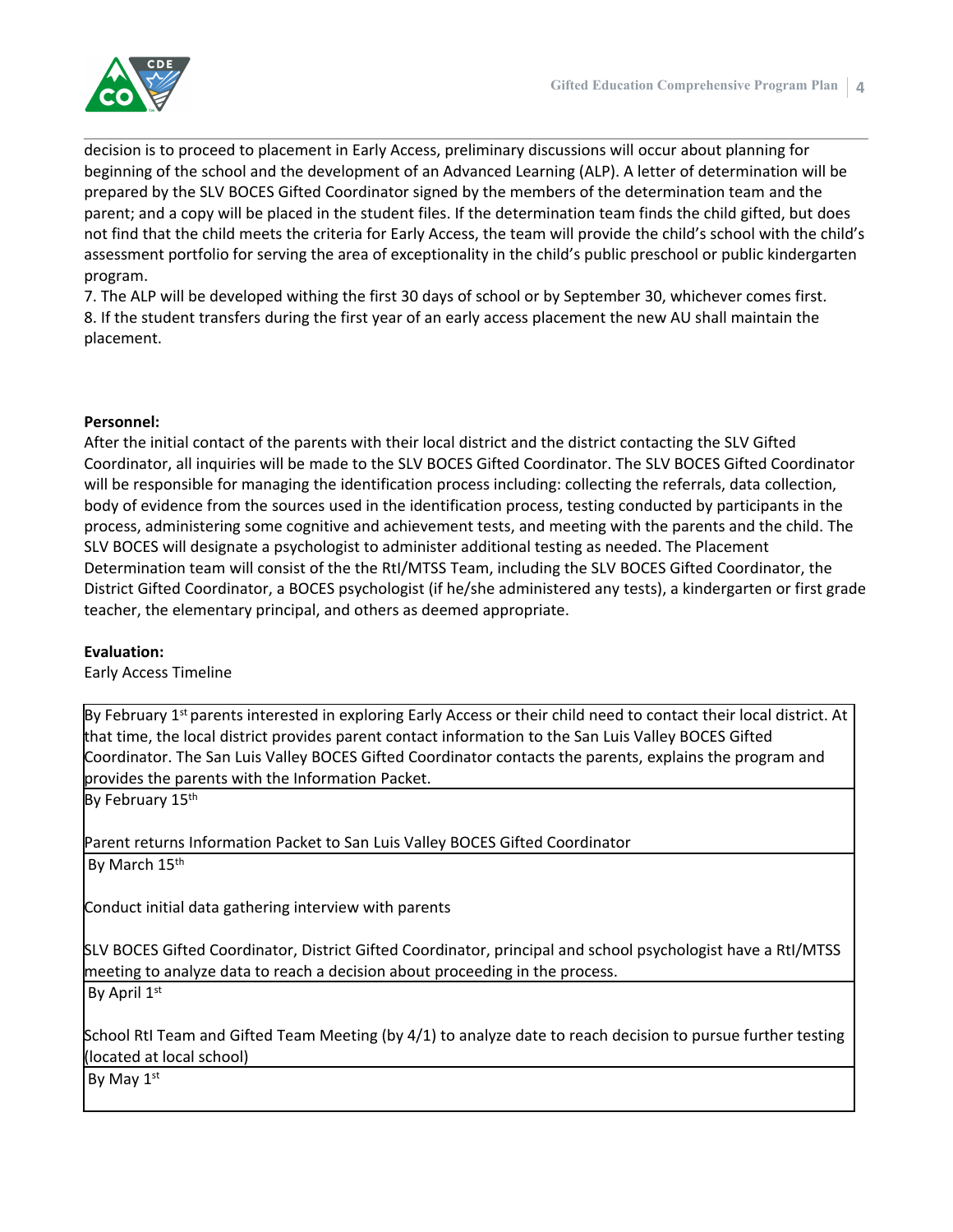decision is to proceed to placement in Early Access, preliminary discussions will occur about planning for beginning of the school and the development of an Advanced Learning (ALP). A letter of determination will be prepared by the SLV BOCES Gifted Coordinator signed by the members of the determination team and the parent; and a copy will be placed in the student files. If the determination team finds the child gifted, but does not find that the child meets the criteria for Early Access, the team will provide the child's school with the child's assessment portfolio for serving the area of exceptionality in the child's public preschool or public kindergarten program.

7. The ALP will be developed withing the first 30 days of school or by September 30, whichever comes first.
8. If the student transfers during the first year of an early access placement the new AU shall maintain the placement.

**Personnel:**

After the initial contact of the parents with their local district and the district contacting the SLV Gifted Coordinator, all inquiries will be made to the SLV BOCES Gifted Coordinator. The SLV BOCES Gifted Coordinator will be responsible for managing the identification process including: collecting the referrals, data collection, body of evidence from the sources used in the identification process, testing conducted by participants in the process, administering some cognitive and achievement tests, and meeting with the parents and the child. The SLV BOCES will designate a psychologist to administer additional testing as needed. The Placement Determination team will consist of the the RtI/MTSS Team, including the SLV BOCES Gifted Coordinator, the District Gifted Coordinator, a BOCES psychologist (if he/she administered any tests), a kindergarten or first grade teacher, the elementary principal, and others as deemed appropriate.

**Evaluation:**

Early Access Timeline

| |
|---|
| By February 1st parents interested in exploring Early Access or their child need to contact their local district. At that time, the local district provides parent contact information to the San Luis Valley BOCES Gifted Coordinator. The San Luis Valley BOCES Gifted Coordinator contacts the parents, explains the program and provides the parents with the Information Packet. |
| By February 15th<br><br>Parent returns Information Packet to San Luis Valley BOCES Gifted Coordinator |
| By March 15th<br><br>Conduct initial data gathering interview with parents<br><br>SLV BOCES Gifted Coordinator, District Gifted Coordinator, principal and school psychologist have a RtI/MTSS meeting to analyze data to reach a decision about proceeding in the process. |
| By April 1st<br><br>School RtI Team and Gifted Team Meeting (by 4/1) to analyze date to reach decision to pursue further testing (located at local school) |
| By May 1st |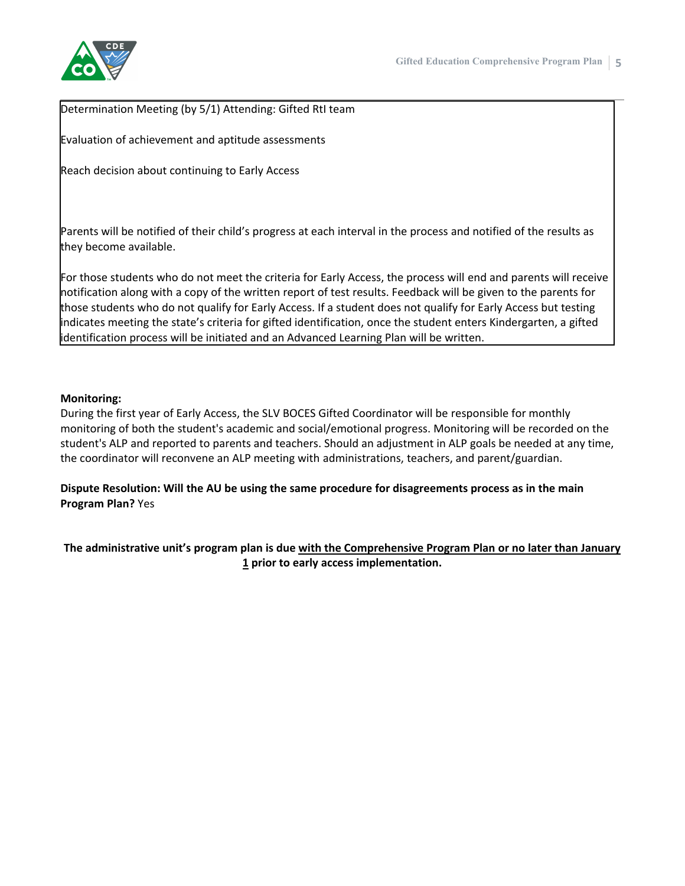Determination Meeting (by 5/1) Attending: Gifted RtI team

Evaluation of achievement and aptitude assessments

Reach decision about continuing to Early Access

Parents will be notified of their child's progress at each interval in the process and notified of the results as they become available.

For those students who do not meet the criteria for Early Access, the process will end and parents will receive notification along with a copy of the written report of test results. Feedback will be given to the parents for those students who do not qualify for Early Access. If a student does not qualify for Early Access but testing indicates meeting the state's criteria for gifted identification, once the student enters Kindergarten, a gifted identification process will be initiated and an Advanced Learning Plan will be written.

**Monitoring:**
During the first year of Early Access, the SLV BOCES Gifted Coordinator will be responsible for monthly monitoring of both the student's academic and social/emotional progress. Monitoring will be recorded on the student's ALP and reported to parents and teachers. Should an adjustment in ALP goals be needed at any time, the coordinator will reconvene an ALP meeting with administrations, teachers, and parent/guardian.

**Dispute Resolution: Will the AU be using the same procedure for disagreements process as in the main Program Plan?** Yes

**The administrative unit's program plan is due <u>with the Comprehensive Program Plan or no later than January 1</u> prior to early access implementation.**